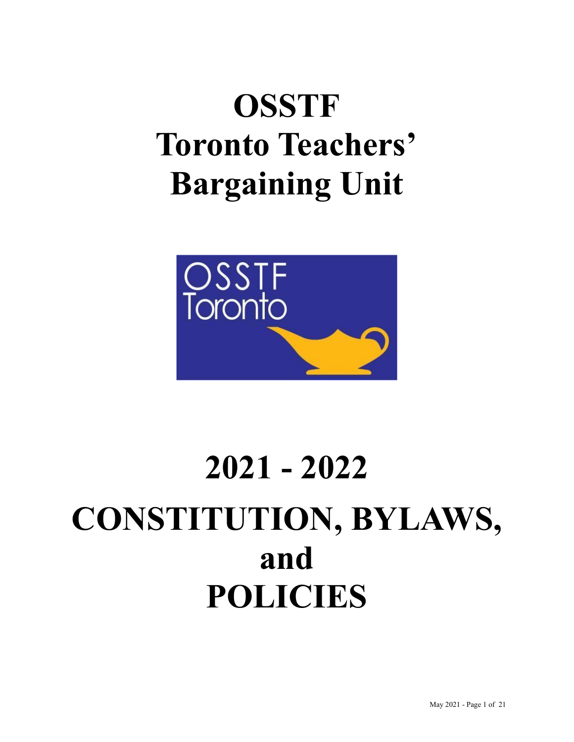# OSSTF
# Toronto Teachers' Bargaining Unit

# 2021 - 2022
# CONSTITUTION, BYLAWS, and POLICIES

May 2021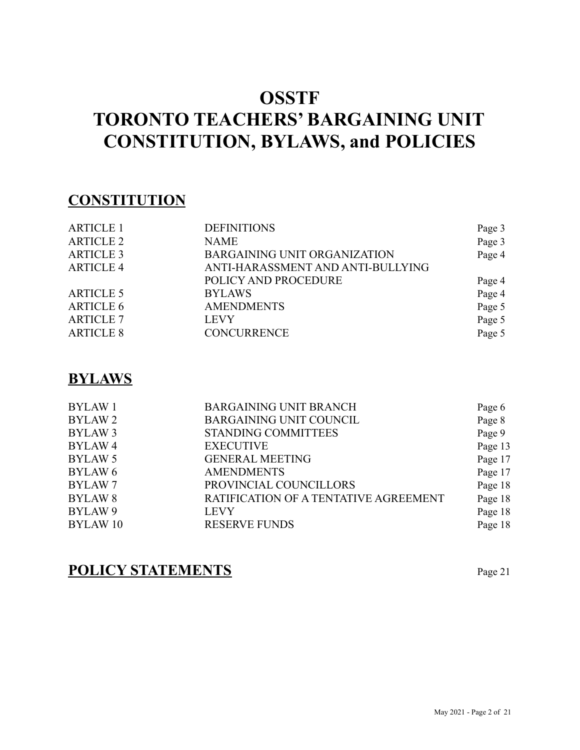# OSSTF
# TORONTO TEACHERS' BARGAINING UNIT
# CONSTITUTION, BYLAWS, and POLICIES

## CONSTITUTION

| | | |
|---|---|---|
| ARTICLE 1 | DEFINITIONS | Page 3 |
| ARTICLE 2 | NAME | Page 3 |
| ARTICLE 3 | BARGAINING UNIT ORGANIZATION | Page 4 |
| ARTICLE 4 | ANTI-HARASSMENT AND ANTI-BULLYING POLICY AND PROCEDURE | Page 4 |
| ARTICLE 5 | BYLAWS | Page 4 |
| ARTICLE 6 | AMENDMENTS | Page 5 |
| ARTICLE 7 | LEVY | Page 5 |
| ARTICLE 8 | CONCURRENCE | Page 5 |

## BYLAWS

| | | |
|---|---|---|
| BYLAW 1 | BARGAINING UNIT BRANCH | Page 6 |
| BYLAW 2 | BARGAINING UNIT COUNCIL | Page 8 |
| BYLAW 3 | STANDING COMMITTEES | Page 9 |
| BYLAW 4 | EXECUTIVE | Page 13 |
| BYLAW 5 | GENERAL MEETING | Page 17 |
| BYLAW 6 | AMENDMENTS | Page 17 |
| BYLAW 7 | PROVINCIAL COUNCILLORS | Page 18 |
| BYLAW 8 | RATIFICATION OF A TENTATIVE AGREEMENT | Page 18 |
| BYLAW 9 | LEVY | Page 18 |
| BYLAW 10 | RESERVE FUNDS | Page 18 |

## POLICY STATEMENTS

Page 21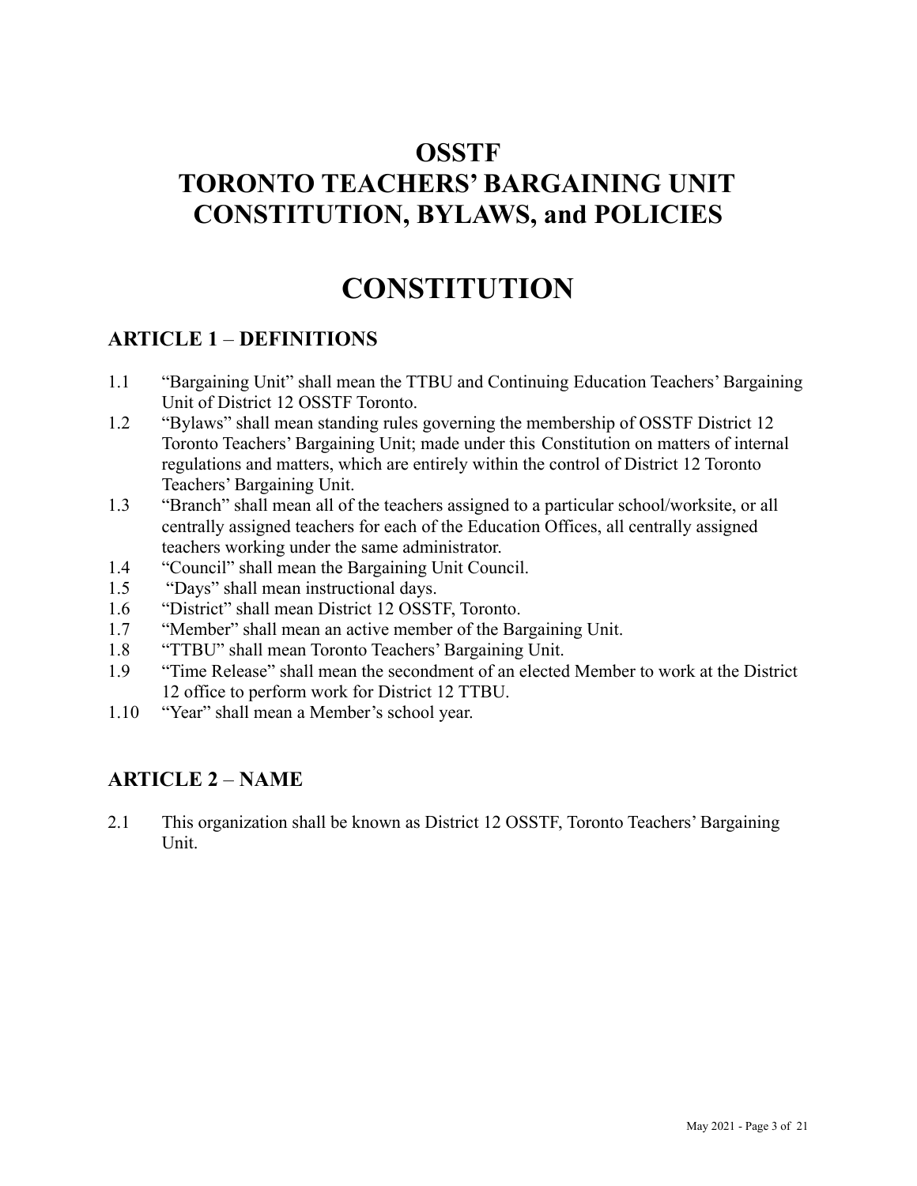# OSSTF
# TORONTO TEACHERS' BARGAINING UNIT
# CONSTITUTION, BYLAWS, and POLICIES

# CONSTITUTION

## ARTICLE 1 – DEFINITIONS

1.1 "Bargaining Unit" shall mean the TTBU and Continuing Education Teachers' Bargaining Unit of District 12 OSSTF Toronto.

1.2 "Bylaws" shall mean standing rules governing the membership of OSSTF District 12 Toronto Teachers' Bargaining Unit; made under this Constitution on matters of internal regulations and matters, which are entirely within the control of District 12 Toronto Teachers' Bargaining Unit.

1.3 "Branch" shall mean all of the teachers assigned to a particular school/worksite, or all centrally assigned teachers for each of the Education Offices, all centrally assigned teachers working under the same administrator.

1.4 "Council" shall mean the Bargaining Unit Council.

1.5 "Days" shall mean instructional days.

1.6 "District" shall mean District 12 OSSTF, Toronto.

1.7 "Member" shall mean an active member of the Bargaining Unit.

1.8 "TTBU" shall mean Toronto Teachers' Bargaining Unit.

1.9 "Time Release" shall mean the secondment of an elected Member to work at the District 12 office to perform work for District 12 TTBU.

1.10 "Year" shall mean a Member's school year.

## ARTICLE 2 – NAME

2.1 This organization shall be known as District 12 OSSTF, Toronto Teachers' Bargaining Unit.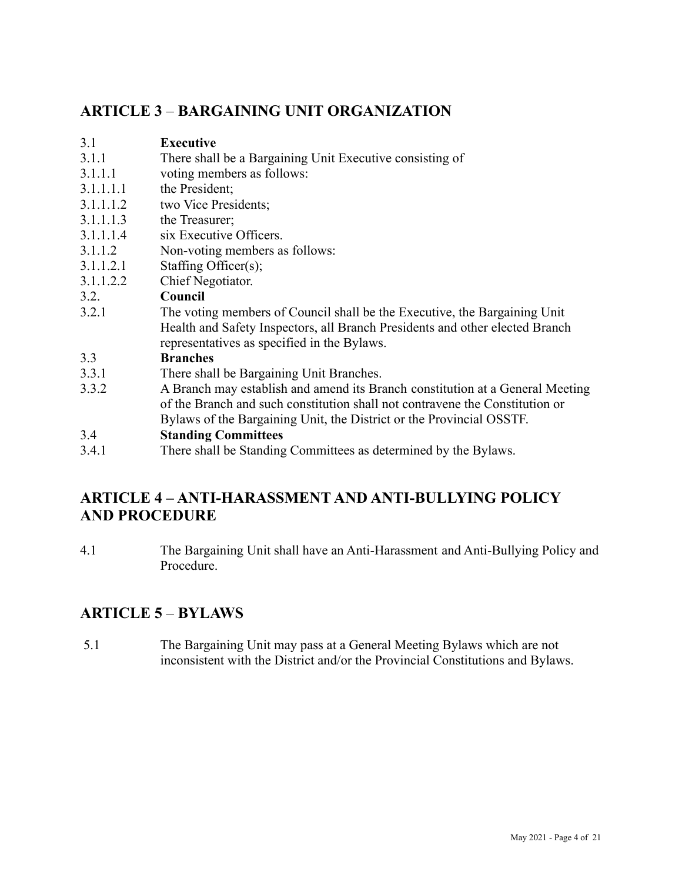## ARTICLE 3 – BARGAINING UNIT ORGANIZATION

3.1 **Executive**

3.1.1 There shall be a Bargaining Unit Executive consisting of

3.1.1.1 voting members as follows:

3.1.1.1.1 the President;

3.1.1.1.2 two Vice Presidents;

3.1.1.1.3 the Treasurer;

3.1.1.1.4 six Executive Officers.

3.1.1.2 Non-voting members as follows:

3.1.1.2.1 Staffing Officer(s);

3.1.1.2.2 Chief Negotiator.

3.2. **Council**

3.2.1 The voting members of Council shall be the Executive, the Bargaining Unit Health and Safety Inspectors, all Branch Presidents and other elected Branch representatives as specified in the Bylaws.

3.3 **Branches**

3.3.1 There shall be Bargaining Unit Branches.

3.3.2 A Branch may establish and amend its Branch constitution at a General Meeting of the Branch and such constitution shall not contravene the Constitution or Bylaws of the Bargaining Unit, the District or the Provincial OSSTF.

3.4 **Standing Committees**

3.4.1 There shall be Standing Committees as determined by the Bylaws.

## ARTICLE 4 – ANTI-HARASSMENT AND ANTI-BULLYING POLICY AND PROCEDURE

4.1 The Bargaining Unit shall have an Anti-Harassment and Anti-Bullying Policy and Procedure.

## ARTICLE 5 – BYLAWS

5.1 The Bargaining Unit may pass at a General Meeting Bylaws which are not inconsistent with the District and/or the Provincial Constitutions and Bylaws.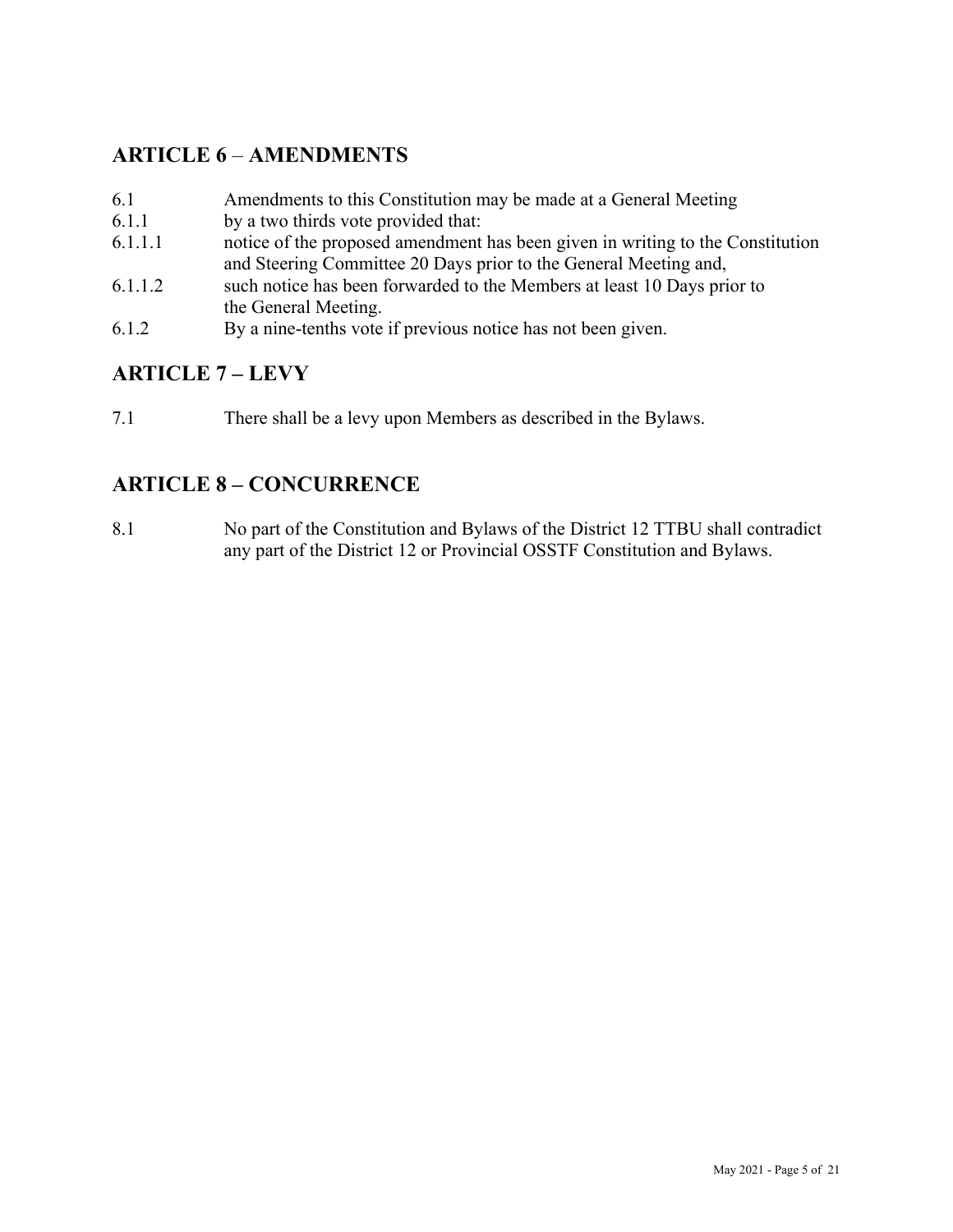## ARTICLE 6 – AMENDMENTS

6.1 Amendments to this Constitution may be made at a General Meeting

6.1.1 by a two thirds vote provided that:

6.1.1.1 notice of the proposed amendment has been given in writing to the Constitution and Steering Committee 20 Days prior to the General Meeting and,

6.1.1.2 such notice has been forwarded to the Members at least 10 Days prior to the General Meeting.

6.1.2 By a nine-tenths vote if previous notice has not been given.

## ARTICLE 7 – LEVY

7.1 There shall be a levy upon Members as described in the Bylaws.

## ARTICLE 8 – CONCURRENCE

8.1 No part of the Constitution and Bylaws of the District 12 TTBU shall contradict any part of the District 12 or Provincial OSSTF Constitution and Bylaws.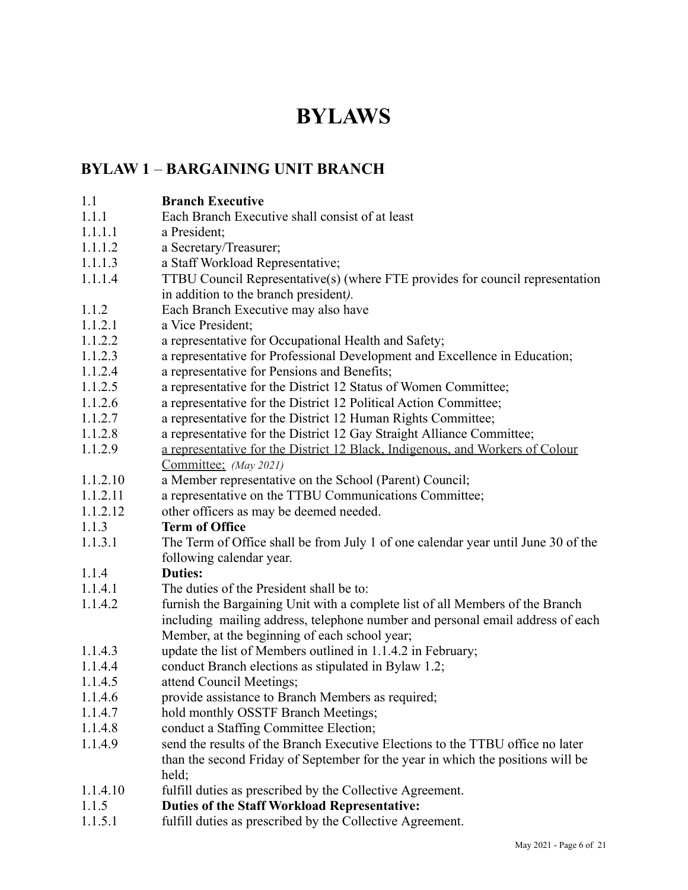# BYLAWS

## BYLAW 1 – BARGAINING UNIT BRANCH

1.1 **Branch Executive**

1.1.1 Each Branch Executive shall consist of at least

1.1.1.1 a President;

1.1.1.2 a Secretary/Treasurer;

1.1.1.3 a Staff Workload Representative;

1.1.1.4 TTBU Council Representative(s) (where FTE provides for council representation in addition to the branch president*).*

1.1.2 Each Branch Executive may also have

1.1.2.1 a Vice President;

1.1.2.2 a representative for Occupational Health and Safety;

1.1.2.3 a representative for Professional Development and Excellence in Education;

1.1.2.4 a representative for Pensions and Benefits;

1.1.2.5 a representative for the District 12 Status of Women Committee;

1.1.2.6 a representative for the District 12 Political Action Committee;

1.1.2.7 a representative for the District 12 Human Rights Committee;

1.1.2.8 a representative for the District 12 Gay Straight Alliance Committee;

1.1.2.9 <u>a representative for the District 12 Black, Indigenous, and Workers of Colour Committee;</u> *(May 2021)*

1.1.2.10 a Member representative on the School (Parent) Council;

1.1.2.11 a representative on the TTBU Communications Committee;

1.1.2.12 other officers as may be deemed needed.

1.1.3 **Term of Office**

1.1.3.1 The Term of Office shall be from July 1 of one calendar year until June 30 of the following calendar year.

1.1.4 **Duties:**

1.1.4.1 The duties of the President shall be to:

1.1.4.2 furnish the Bargaining Unit with a complete list of all Members of the Branch including mailing address, telephone number and personal email address of each Member, at the beginning of each school year;

1.1.4.3 update the list of Members outlined in 1.1.4.2 in February;

1.1.4.4 conduct Branch elections as stipulated in Bylaw 1.2;

1.1.4.5 attend Council Meetings;

1.1.4.6 provide assistance to Branch Members as required;

1.1.4.7 hold monthly OSSTF Branch Meetings;

1.1.4.8 conduct a Staffing Committee Election;

1.1.4.9 send the results of the Branch Executive Elections to the TTBU office no later than the second Friday of September for the year in which the positions will be held;

1.1.4.10 fulfill duties as prescribed by the Collective Agreement.

1.1.5 **Duties of the Staff Workload Representative:**

1.1.5.1 fulfill duties as prescribed by the Collective Agreement.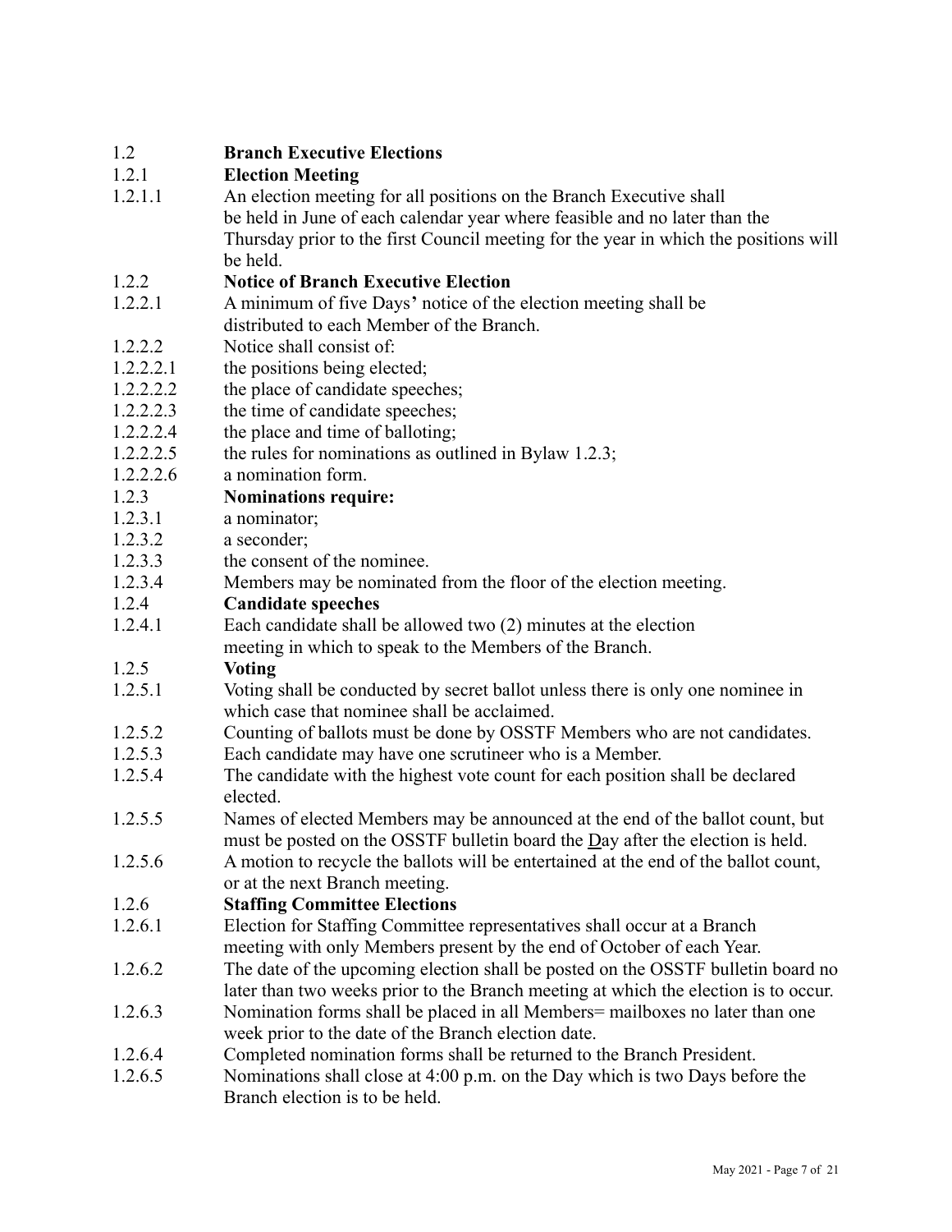1.2 **Branch Executive Elections**

1.2.1 **Election Meeting**

1.2.1.1 An election meeting for all positions on the Branch Executive shall be held in June of each calendar year where feasible and no later than the Thursday prior to the first Council meeting for the year in which the positions will be held.

1.2.2 **Notice of Branch Executive Election**

1.2.2.1 A minimum of five Days' notice of the election meeting shall be distributed to each Member of the Branch.

1.2.2.2 Notice shall consist of:

1.2.2.2.1 the positions being elected;

1.2.2.2.2 the place of candidate speeches;

1.2.2.2.3 the time of candidate speeches;

1.2.2.2.4 the place and time of balloting;

1.2.2.2.5 the rules for nominations as outlined in Bylaw 1.2.3;

1.2.2.2.6 a nomination form.

1.2.3 **Nominations require:**

1.2.3.1 a nominator;

1.2.3.2 a seconder;

1.2.3.3 the consent of the nominee.

1.2.3.4 Members may be nominated from the floor of the election meeting.

1.2.4 **Candidate speeches**

1.2.4.1 Each candidate shall be allowed two (2) minutes at the election meeting in which to speak to the Members of the Branch.

1.2.5 **Voting**

1.2.5.1 Voting shall be conducted by secret ballot unless there is only one nominee in which case that nominee shall be acclaimed.

1.2.5.2 Counting of ballots must be done by OSSTF Members who are not candidates.

1.2.5.3 Each candidate may have one scrutineer who is a Member.

1.2.5.4 The candidate with the highest vote count for each position shall be declared elected.

1.2.5.5 Names of elected Members may be announced at the end of the ballot count, but must be posted on the OSSTF bulletin board the Day after the election is held.

1.2.5.6 A motion to recycle the ballots will be entertained at the end of the ballot count, or at the next Branch meeting.

1.2.6 **Staffing Committee Elections**

1.2.6.1 Election for Staffing Committee representatives shall occur at a Branch meeting with only Members present by the end of October of each Year.

1.2.6.2 The date of the upcoming election shall be posted on the OSSTF bulletin board no later than two weeks prior to the Branch meeting at which the election is to occur.

1.2.6.3 Nomination forms shall be placed in all Members= mailboxes no later than one week prior to the date of the Branch election date.

1.2.6.4 Completed nomination forms shall be returned to the Branch President.

1.2.6.5 Nominations shall close at 4:00 p.m. on the Day which is two Days before the Branch election is to be held.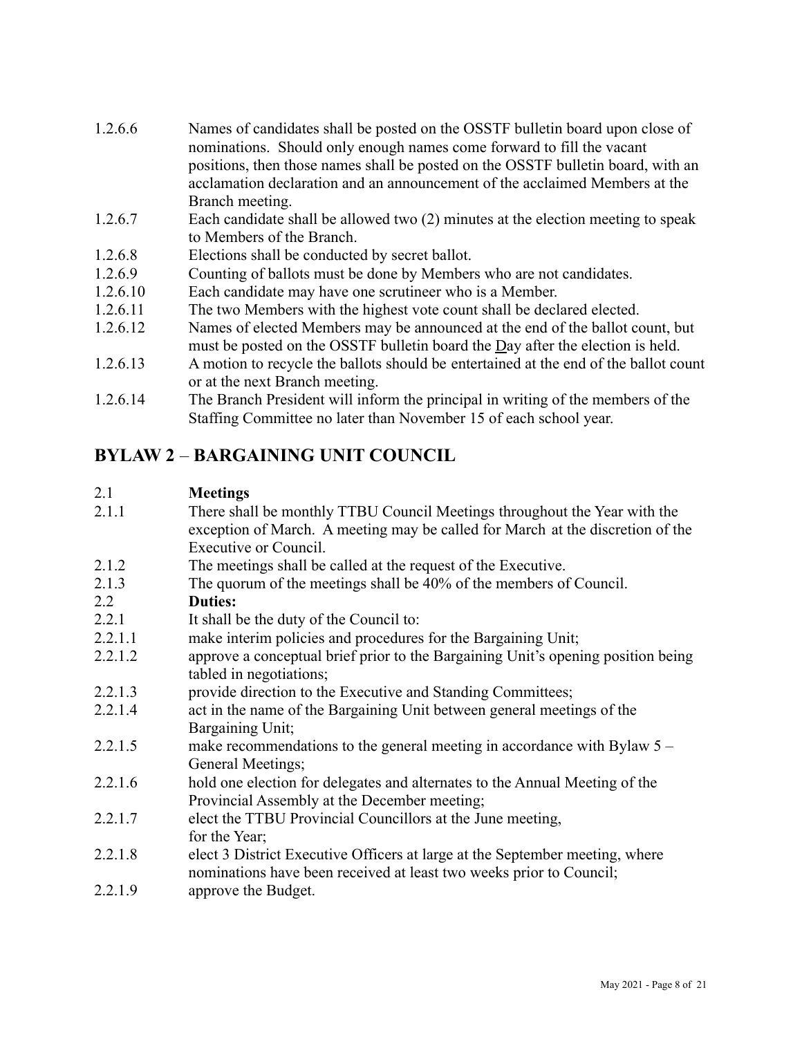1.2.6.6 Names of candidates shall be posted on the OSSTF bulletin board upon close of nominations. Should only enough names come forward to fill the vacant positions, then those names shall be posted on the OSSTF bulletin board, with an acclamation declaration and an announcement of the acclaimed Members at the Branch meeting.

1.2.6.7 Each candidate shall be allowed two (2) minutes at the election meeting to speak to Members of the Branch.

1.2.6.8 Elections shall be conducted by secret ballot.

1.2.6.9 Counting of ballots must be done by Members who are not candidates.

1.2.6.10 Each candidate may have one scrutineer who is a Member.

1.2.6.11 The two Members with the highest vote count shall be declared elected.

1.2.6.12 Names of elected Members may be announced at the end of the ballot count, but must be posted on the OSSTF bulletin board the Day after the election is held.

1.2.6.13 A motion to recycle the ballots should be entertained at the end of the ballot count or at the next Branch meeting.

1.2.6.14 The Branch President will inform the principal in writing of the members of the Staffing Committee no later than November 15 of each school year.

## BYLAW 2 – BARGAINING UNIT COUNCIL

2.1 **Meetings**

2.1.1 There shall be monthly TTBU Council Meetings throughout the Year with the exception of March. A meeting may be called for March at the discretion of the Executive or Council.

2.1.2 The meetings shall be called at the request of the Executive.

2.1.3 The quorum of the meetings shall be 40% of the members of Council.

2.2 **Duties:**

2.2.1 It shall be the duty of the Council to:

2.2.1.1 make interim policies and procedures for the Bargaining Unit;

2.2.1.2 approve a conceptual brief prior to the Bargaining Unit's opening position being tabled in negotiations;

2.2.1.3 provide direction to the Executive and Standing Committees;

2.2.1.4 act in the name of the Bargaining Unit between general meetings of the Bargaining Unit;

2.2.1.5 make recommendations to the general meeting in accordance with Bylaw 5 – General Meetings;

2.2.1.6 hold one election for delegates and alternates to the Annual Meeting of the Provincial Assembly at the December meeting;

2.2.1.7 elect the TTBU Provincial Councillors at the June meeting, for the Year;

2.2.1.8 elect 3 District Executive Officers at large at the September meeting, where nominations have been received at least two weeks prior to Council;

2.2.1.9 approve the Budget.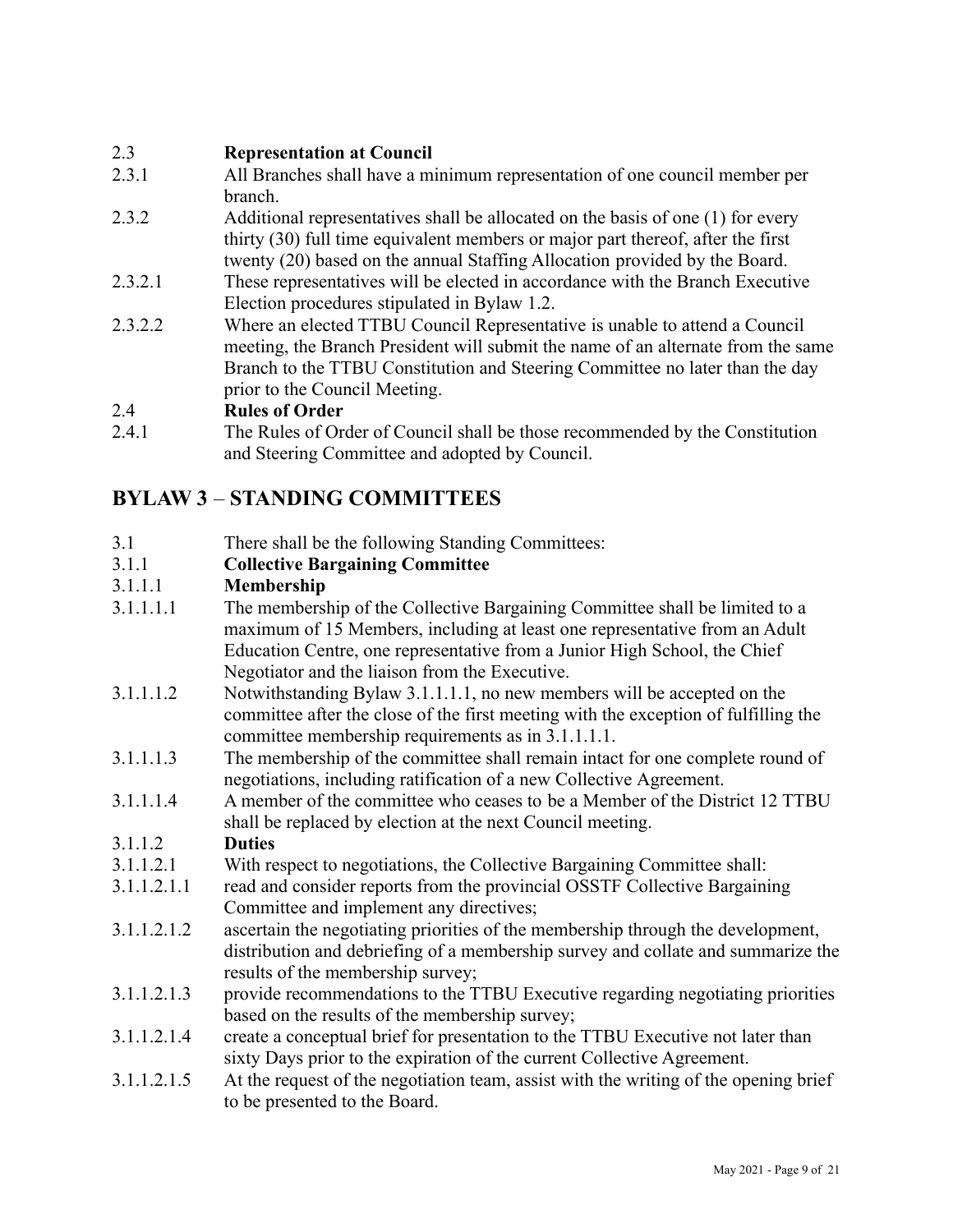2.3 **Representation at Council**

2.3.1 All Branches shall have a minimum representation of one council member per branch.

2.3.2 Additional representatives shall be allocated on the basis of one (1) for every thirty (30) full time equivalent members or major part thereof, after the first twenty (20) based on the annual Staffing Allocation provided by the Board.

2.3.2.1 These representatives will be elected in accordance with the Branch Executive Election procedures stipulated in Bylaw 1.2.

2.3.2.2 Where an elected TTBU Council Representative is unable to attend a Council meeting, the Branch President will submit the name of an alternate from the same Branch to the TTBU Constitution and Steering Committee no later than the day prior to the Council Meeting.

2.4 **Rules of Order**

2.4.1 The Rules of Order of Council shall be those recommended by the Constitution and Steering Committee and adopted by Council.

## BYLAW 3 – STANDING COMMITTEES

3.1 There shall be the following Standing Committees:

3.1.1 **Collective Bargaining Committee**

3.1.1.1 **Membership**

3.1.1.1.1 The membership of the Collective Bargaining Committee shall be limited to a maximum of 15 Members, including at least one representative from an Adult Education Centre, one representative from a Junior High School, the Chief Negotiator and the liaison from the Executive.

3.1.1.1.2 Notwithstanding Bylaw 3.1.1.1.1, no new members will be accepted on the committee after the close of the first meeting with the exception of fulfilling the committee membership requirements as in 3.1.1.1.1.

3.1.1.1.3 The membership of the committee shall remain intact for one complete round of negotiations, including ratification of a new Collective Agreement.

3.1.1.1.4 A member of the committee who ceases to be a Member of the District 12 TTBU shall be replaced by election at the next Council meeting.

3.1.1.2 **Duties**

3.1.1.2.1 With respect to negotiations, the Collective Bargaining Committee shall:

3.1.1.2.1.1 read and consider reports from the provincial OSSTF Collective Bargaining Committee and implement any directives;

3.1.1.2.1.2 ascertain the negotiating priorities of the membership through the development, distribution and debriefing of a membership survey and collate and summarize the results of the membership survey;

3.1.1.2.1.3 provide recommendations to the TTBU Executive regarding negotiating priorities based on the results of the membership survey;

3.1.1.2.1.4 create a conceptual brief for presentation to the TTBU Executive not later than sixty Days prior to the expiration of the current Collective Agreement.

3.1.1.2.1.5 At the request of the negotiation team, assist with the writing of the opening brief to be presented to the Board.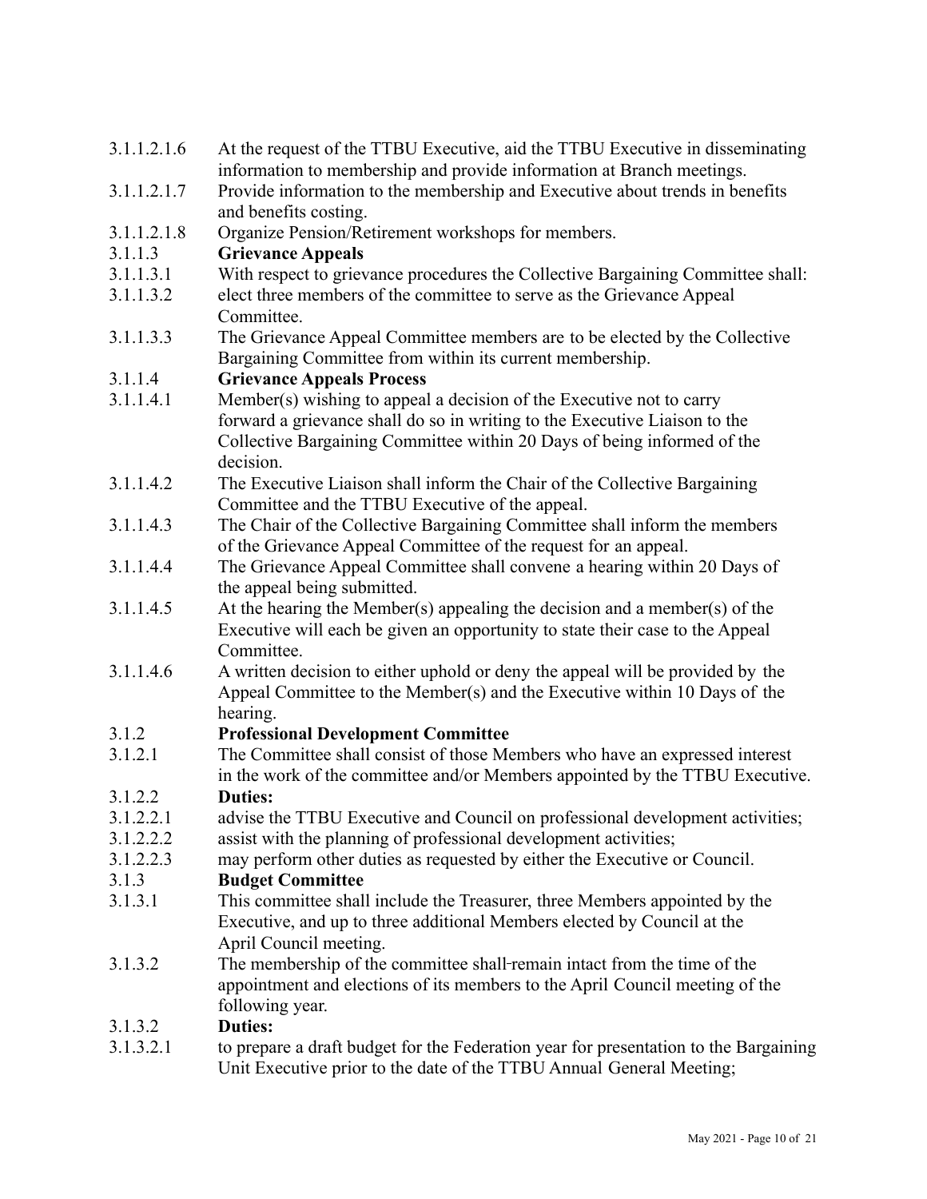3.1.1.2.1.6 At the request of the TTBU Executive, aid the TTBU Executive in disseminating information to membership and provide information at Branch meetings.

3.1.1.2.1.7 Provide information to the membership and Executive about trends in benefits and benefits costing.

3.1.1.2.1.8 Organize Pension/Retirement workshops for members.

3.1.1.3 **Grievance Appeals**

3.1.1.3.1 With respect to grievance procedures the Collective Bargaining Committee shall:

3.1.1.3.2 elect three members of the committee to serve as the Grievance Appeal Committee.

3.1.1.3.3 The Grievance Appeal Committee members are to be elected by the Collective Bargaining Committee from within its current membership.

3.1.1.4 **Grievance Appeals Process**

3.1.1.4.1 Member(s) wishing to appeal a decision of the Executive not to carry forward a grievance shall do so in writing to the Executive Liaison to the Collective Bargaining Committee within 20 Days of being informed of the decision.

3.1.1.4.2 The Executive Liaison shall inform the Chair of the Collective Bargaining Committee and the TTBU Executive of the appeal.

3.1.1.4.3 The Chair of the Collective Bargaining Committee shall inform the members of the Grievance Appeal Committee of the request for an appeal.

3.1.1.4.4 The Grievance Appeal Committee shall convene a hearing within 20 Days of the appeal being submitted.

3.1.1.4.5 At the hearing the Member(s) appealing the decision and a member(s) of the Executive will each be given an opportunity to state their case to the Appeal Committee.

3.1.1.4.6 A written decision to either uphold or deny the appeal will be provided by the Appeal Committee to the Member(s) and the Executive within 10 Days of the hearing.

3.1.2 **Professional Development Committee**

3.1.2.1 The Committee shall consist of those Members who have an expressed interest in the work of the committee and/or Members appointed by the TTBU Executive.

3.1.2.2 **Duties:**

3.1.2.2.1 advise the TTBU Executive and Council on professional development activities;

3.1.2.2.2 assist with the planning of professional development activities;

3.1.2.2.3 may perform other duties as requested by either the Executive or Council.

3.1.3 **Budget Committee**

3.1.3.1 This committee shall include the Treasurer, three Members appointed by the Executive, and up to three additional Members elected by Council at the April Council meeting.

3.1.3.2 The membership of the committee shall remain intact from the time of the appointment and elections of its members to the April Council meeting of the following year.

3.1.3.2 **Duties:**

3.1.3.2.1 to prepare a draft budget for the Federation year for presentation to the Bargaining Unit Executive prior to the date of the TTBU Annual General Meeting;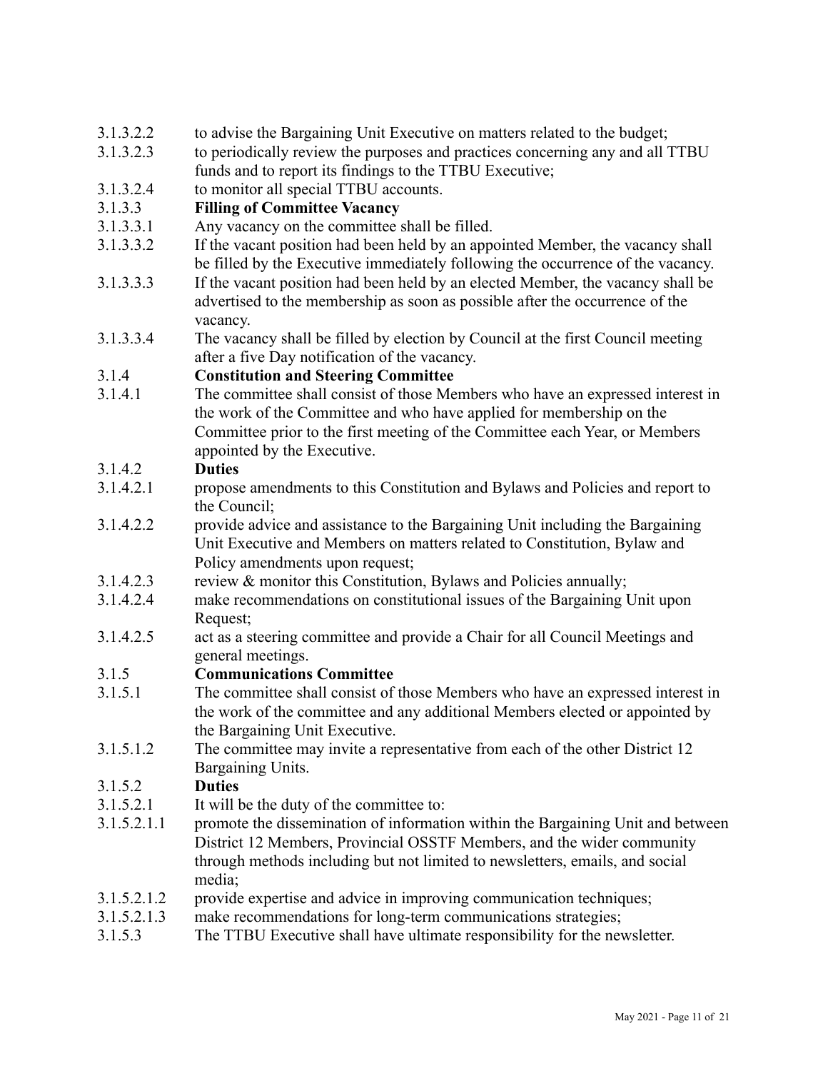3.1.3.2.2 to advise the Bargaining Unit Executive on matters related to the budget;

3.1.3.2.3 to periodically review the purposes and practices concerning any and all TTBU funds and to report its findings to the TTBU Executive;

3.1.3.2.4 to monitor all special TTBU accounts.

3.1.3.3 **Filling of Committee Vacancy**

3.1.3.3.1 Any vacancy on the committee shall be filled.

3.1.3.3.2 If the vacant position had been held by an appointed Member, the vacancy shall be filled by the Executive immediately following the occurrence of the vacancy.

3.1.3.3.3 If the vacant position had been held by an elected Member, the vacancy shall be advertised to the membership as soon as possible after the occurrence of the vacancy.

3.1.3.3.4 The vacancy shall be filled by election by Council at the first Council meeting after a five Day notification of the vacancy.

3.1.4 **Constitution and Steering Committee**

3.1.4.1 The committee shall consist of those Members who have an expressed interest in the work of the Committee and who have applied for membership on the Committee prior to the first meeting of the Committee each Year, or Members appointed by the Executive.

3.1.4.2 **Duties**

3.1.4.2.1 propose amendments to this Constitution and Bylaws and Policies and report to the Council;

3.1.4.2.2 provide advice and assistance to the Bargaining Unit including the Bargaining Unit Executive and Members on matters related to Constitution, Bylaw and Policy amendments upon request;

3.1.4.2.3 review & monitor this Constitution, Bylaws and Policies annually;

3.1.4.2.4 make recommendations on constitutional issues of the Bargaining Unit upon Request;

3.1.4.2.5 act as a steering committee and provide a Chair for all Council Meetings and general meetings.

3.1.5 **Communications Committee**

3.1.5.1 The committee shall consist of those Members who have an expressed interest in the work of the committee and any additional Members elected or appointed by the Bargaining Unit Executive.

3.1.5.1.2 The committee may invite a representative from each of the other District 12 Bargaining Units.

3.1.5.2 **Duties**

3.1.5.2.1 It will be the duty of the committee to:

3.1.5.2.1.1 promote the dissemination of information within the Bargaining Unit and between District 12 Members, Provincial OSSTF Members, and the wider community through methods including but not limited to newsletters, emails, and social media;

3.1.5.2.1.2 provide expertise and advice in improving communication techniques;

3.1.5.2.1.3 make recommendations for long-term communications strategies;

3.1.5.3 The TTBU Executive shall have ultimate responsibility for the newsletter.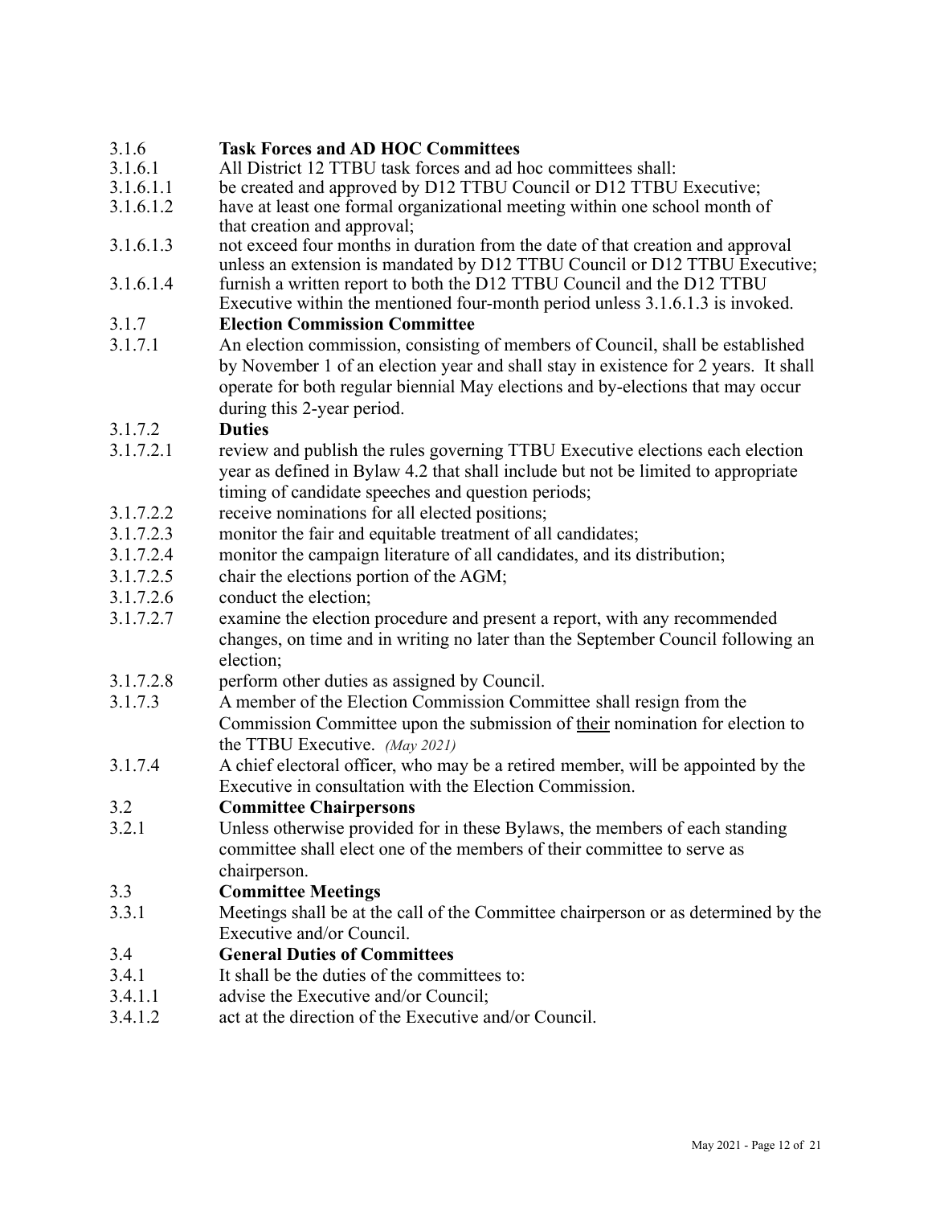3.1.6 **Task Forces and AD HOC Committees**

3.1.6.1 All District 12 TTBU task forces and ad hoc committees shall:

3.1.6.1.1 be created and approved by D12 TTBU Council or D12 TTBU Executive;

3.1.6.1.2 have at least one formal organizational meeting within one school month of that creation and approval;

3.1.6.1.3 not exceed four months in duration from the date of that creation and approval unless an extension is mandated by D12 TTBU Council or D12 TTBU Executive;

3.1.6.1.4 furnish a written report to both the D12 TTBU Council and the D12 TTBU Executive within the mentioned four-month period unless 3.1.6.1.3 is invoked.

3.1.7 **Election Commission Committee**

3.1.7.1 An election commission, consisting of members of Council, shall be established by November 1 of an election year and shall stay in existence for 2 years. It shall operate for both regular biennial May elections and by-elections that may occur during this 2-year period.

3.1.7.2 **Duties**

3.1.7.2.1 review and publish the rules governing TTBU Executive elections each election year as defined in Bylaw 4.2 that shall include but not be limited to appropriate timing of candidate speeches and question periods;

3.1.7.2.2 receive nominations for all elected positions;

3.1.7.2.3 monitor the fair and equitable treatment of all candidates;

3.1.7.2.4 monitor the campaign literature of all candidates, and its distribution;

3.1.7.2.5 chair the elections portion of the AGM;

3.1.7.2.6 conduct the election;

3.1.7.2.7 examine the election procedure and present a report, with any recommended changes, on time and in writing no later than the September Council following an election;

3.1.7.2.8 perform other duties as assigned by Council.

3.1.7.3 A member of the Election Commission Committee shall resign from the Commission Committee upon the submission of <u>their</u> nomination for election to the TTBU Executive. *(May 2021)*

3.1.7.4 A chief electoral officer, who may be a retired member, will be appointed by the Executive in consultation with the Election Commission.

3.2 **Committee Chairpersons**

3.2.1 Unless otherwise provided for in these Bylaws, the members of each standing committee shall elect one of the members of their committee to serve as chairperson.

3.3 **Committee Meetings**

3.3.1 Meetings shall be at the call of the Committee chairperson or as determined by the Executive and/or Council.

3.4 **General Duties of Committees**

3.4.1 It shall be the duties of the committees to:

3.4.1.1 advise the Executive and/or Council;

3.4.1.2 act at the direction of the Executive and/or Council.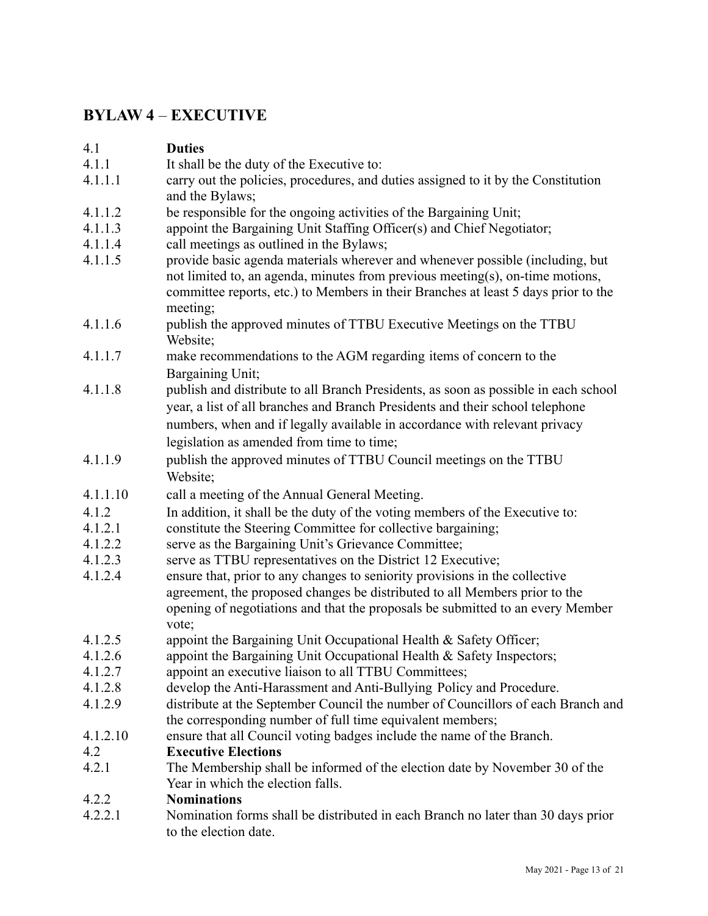## BYLAW 4 – EXECUTIVE

4.1 **Duties**

4.1.1 It shall be the duty of the Executive to:

4.1.1.1 carry out the policies, procedures, and duties assigned to it by the Constitution and the Bylaws;

4.1.1.2 be responsible for the ongoing activities of the Bargaining Unit;

4.1.1.3 appoint the Bargaining Unit Staffing Officer(s) and Chief Negotiator;

4.1.1.4 call meetings as outlined in the Bylaws;

4.1.1.5 provide basic agenda materials wherever and whenever possible (including, but not limited to, an agenda, minutes from previous meeting(s), on-time motions, committee reports, etc.) to Members in their Branches at least 5 days prior to the meeting;

4.1.1.6 publish the approved minutes of TTBU Executive Meetings on the TTBU Website;

4.1.1.7 make recommendations to the AGM regarding items of concern to the Bargaining Unit;

4.1.1.8 publish and distribute to all Branch Presidents, as soon as possible in each school year, a list of all branches and Branch Presidents and their school telephone numbers, when and if legally available in accordance with relevant privacy legislation as amended from time to time;

4.1.1.9 publish the approved minutes of TTBU Council meetings on the TTBU Website;

4.1.1.10 call a meeting of the Annual General Meeting.

4.1.2 In addition, it shall be the duty of the voting members of the Executive to:

4.1.2.1 constitute the Steering Committee for collective bargaining;

4.1.2.2 serve as the Bargaining Unit's Grievance Committee;

4.1.2.3 serve as TTBU representatives on the District 12 Executive;

4.1.2.4 ensure that, prior to any changes to seniority provisions in the collective agreement, the proposed changes be distributed to all Members prior to the opening of negotiations and that the proposals be submitted to an every Member vote;

4.1.2.5 appoint the Bargaining Unit Occupational Health & Safety Officer;

4.1.2.6 appoint the Bargaining Unit Occupational Health & Safety Inspectors;

4.1.2.7 appoint an executive liaison to all TTBU Committees;

4.1.2.8 develop the Anti-Harassment and Anti-Bullying Policy and Procedure.

4.1.2.9 distribute at the September Council the number of Councillors of each Branch and the corresponding number of full time equivalent members;

4.1.2.10 ensure that all Council voting badges include the name of the Branch.

4.2 **Executive Elections**

4.2.1 The Membership shall be informed of the election date by November 30 of the Year in which the election falls.

4.2.2 **Nominations**

4.2.2.1 Nomination forms shall be distributed in each Branch no later than 30 days prior to the election date.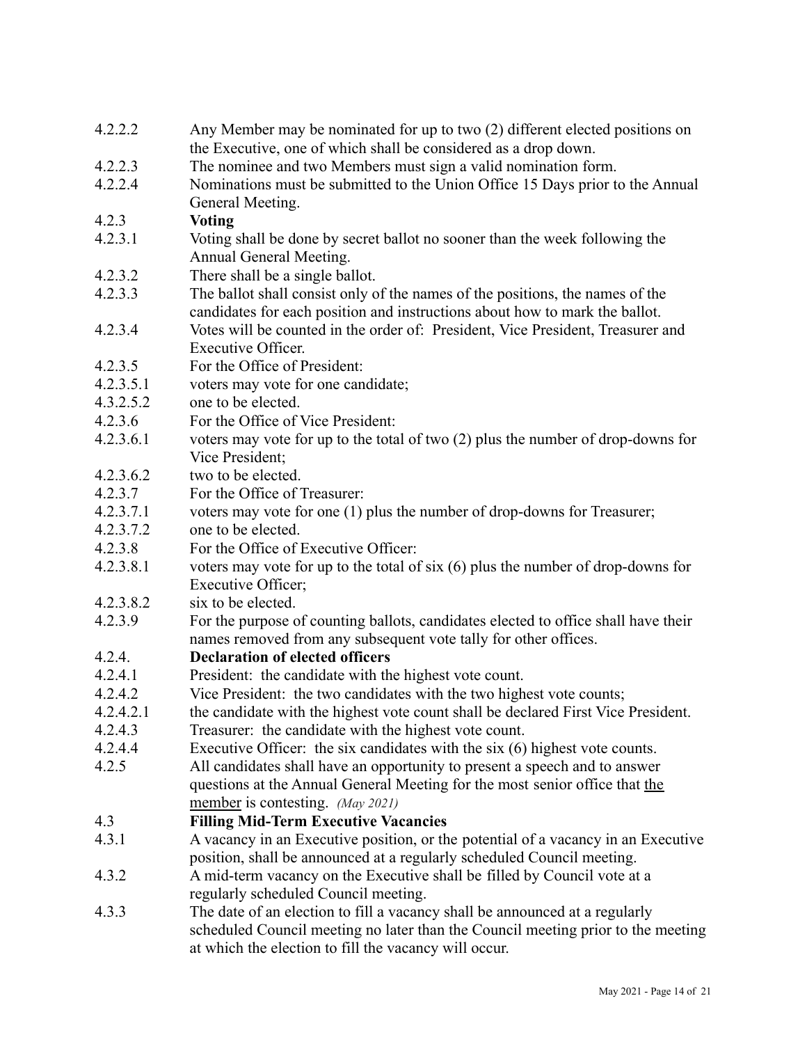4.2.2.2 Any Member may be nominated for up to two (2) different elected positions on the Executive, one of which shall be considered as a drop down.

4.2.2.3 The nominee and two Members must sign a valid nomination form.

4.2.2.4 Nominations must be submitted to the Union Office 15 Days prior to the Annual General Meeting.

4.2.3 **Voting**

4.2.3.1 Voting shall be done by secret ballot no sooner than the week following the Annual General Meeting.

4.2.3.2 There shall be a single ballot.

4.2.3.3 The ballot shall consist only of the names of the positions, the names of the candidates for each position and instructions about how to mark the ballot.

4.2.3.4 Votes will be counted in the order of: President, Vice President, Treasurer and Executive Officer.

4.2.3.5 For the Office of President:

4.2.3.5.1 voters may vote for one candidate;

4.3.2.5.2 one to be elected.

4.2.3.6 For the Office of Vice President:

4.2.3.6.1 voters may vote for up to the total of two (2) plus the number of drop-downs for Vice President;

4.2.3.6.2 two to be elected.

4.2.3.7 For the Office of Treasurer:

4.2.3.7.1 voters may vote for one (1) plus the number of drop-downs for Treasurer;

4.2.3.7.2 one to be elected.

4.2.3.8 For the Office of Executive Officer:

4.2.3.8.1 voters may vote for up to the total of six (6) plus the number of drop-downs for Executive Officer;

4.2.3.8.2 six to be elected.

4.2.3.9 For the purpose of counting ballots, candidates elected to office shall have their names removed from any subsequent vote tally for other offices.

4.2.4. **Declaration of elected officers**

4.2.4.1 President: the candidate with the highest vote count.

4.2.4.2 Vice President: the two candidates with the two highest vote counts;

4.2.4.2.1 the candidate with the highest vote count shall be declared First Vice President.

4.2.4.3 Treasurer: the candidate with the highest vote count.

4.2.4.4 Executive Officer: the six candidates with the six (6) highest vote counts.

4.2.5 All candidates shall have an opportunity to present a speech and to answer questions at the Annual General Meeting for the most senior office that the member is contesting. *(May 2021)*

4.3 **Filling Mid-Term Executive Vacancies**

4.3.1 A vacancy in an Executive position, or the potential of a vacancy in an Executive position, shall be announced at a regularly scheduled Council meeting.

4.3.2 A mid-term vacancy on the Executive shall be filled by Council vote at a regularly scheduled Council meeting.

4.3.3 The date of an election to fill a vacancy shall be announced at a regularly scheduled Council meeting no later than the Council meeting prior to the meeting at which the election to fill the vacancy will occur.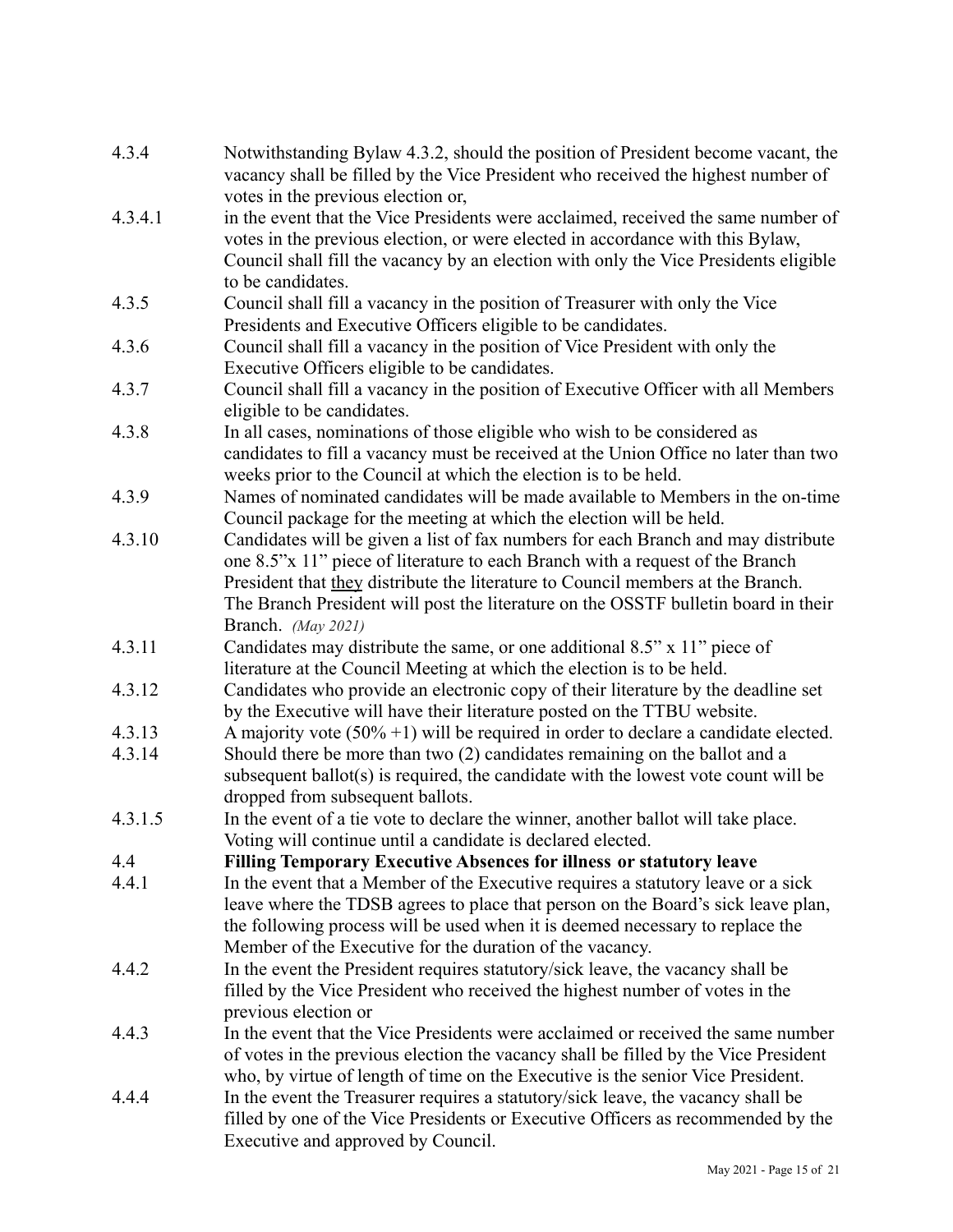4.3.4 Notwithstanding Bylaw 4.3.2, should the position of President become vacant, the vacancy shall be filled by the Vice President who received the highest number of votes in the previous election or,

4.3.4.1 in the event that the Vice Presidents were acclaimed, received the same number of votes in the previous election, or were elected in accordance with this Bylaw, Council shall fill the vacancy by an election with only the Vice Presidents eligible to be candidates.

4.3.5 Council shall fill a vacancy in the position of Treasurer with only the Vice Presidents and Executive Officers eligible to be candidates.

4.3.6 Council shall fill a vacancy in the position of Vice President with only the Executive Officers eligible to be candidates.

4.3.7 Council shall fill a vacancy in the position of Executive Officer with all Members eligible to be candidates.

4.3.8 In all cases, nominations of those eligible who wish to be considered as candidates to fill a vacancy must be received at the Union Office no later than two weeks prior to the Council at which the election is to be held.

4.3.9 Names of nominated candidates will be made available to Members in the on-time Council package for the meeting at which the election will be held.

4.3.10 Candidates will be given a list of fax numbers for each Branch and may distribute one 8.5"x 11" piece of literature to each Branch with a request of the Branch President that <u>they</u> distribute the literature to Council members at the Branch. The Branch President will post the literature on the OSSTF bulletin board in their Branch. *(May 2021)*

4.3.11 Candidates may distribute the same, or one additional 8.5" x 11" piece of literature at the Council Meeting at which the election is to be held.

4.3.12 Candidates who provide an electronic copy of their literature by the deadline set by the Executive will have their literature posted on the TTBU website.

4.3.13 A majority vote (50% +1) will be required in order to declare a candidate elected.

4.3.14 Should there be more than two (2) candidates remaining on the ballot and a subsequent ballot(s) is required, the candidate with the lowest vote count will be dropped from subsequent ballots.

4.3.1.5 In the event of a tie vote to declare the winner, another ballot will take place. Voting will continue until a candidate is declared elected.

**4.4 Filling Temporary Executive Absences for illness or statutory leave**

4.4.1 In the event that a Member of the Executive requires a statutory leave or a sick leave where the TDSB agrees to place that person on the Board's sick leave plan, the following process will be used when it is deemed necessary to replace the Member of the Executive for the duration of the vacancy.

4.4.2 In the event the President requires statutory/sick leave, the vacancy shall be filled by the Vice President who received the highest number of votes in the previous election or

4.4.3 In the event that the Vice Presidents were acclaimed or received the same number of votes in the previous election the vacancy shall be filled by the Vice President who, by virtue of length of time on the Executive is the senior Vice President.

4.4.4 In the event the Treasurer requires a statutory/sick leave, the vacancy shall be filled by one of the Vice Presidents or Executive Officers as recommended by the Executive and approved by Council.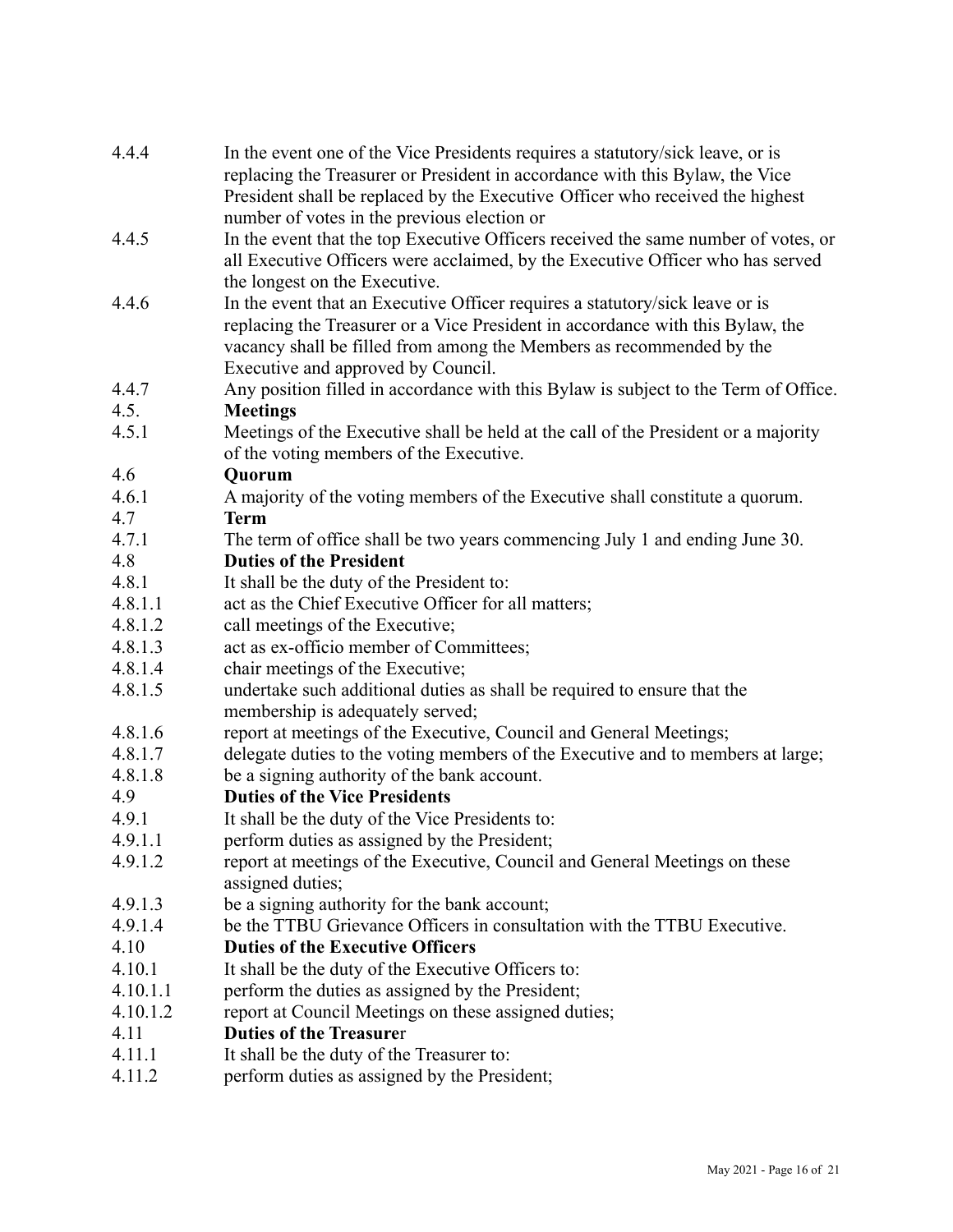4.4.4 In the event one of the Vice Presidents requires a statutory/sick leave, or is replacing the Treasurer or President in accordance with this Bylaw, the Vice President shall be replaced by the Executive Officer who received the highest number of votes in the previous election or

4.4.5 In the event that the top Executive Officers received the same number of votes, or all Executive Officers were acclaimed, by the Executive Officer who has served the longest on the Executive.

4.4.6 In the event that an Executive Officer requires a statutory/sick leave or is replacing the Treasurer or a Vice President in accordance with this Bylaw, the vacancy shall be filled from among the Members as recommended by the Executive and approved by Council.

4.4.7 Any position filled in accordance with this Bylaw is subject to the Term of Office.

4.5. **Meetings**

4.5.1 Meetings of the Executive shall be held at the call of the President or a majority of the voting members of the Executive.

4.6 **Quorum**

4.6.1 A majority of the voting members of the Executive shall constitute a quorum.

4.7 **Term**

4.7.1 The term of office shall be two years commencing July 1 and ending June 30.

4.8 **Duties of the President**

4.8.1 It shall be the duty of the President to:

4.8.1.1 act as the Chief Executive Officer for all matters;

4.8.1.2 call meetings of the Executive;

4.8.1.3 act as ex-officio member of Committees;

4.8.1.4 chair meetings of the Executive;

4.8.1.5 undertake such additional duties as shall be required to ensure that the membership is adequately served;

4.8.1.6 report at meetings of the Executive, Council and General Meetings;

4.8.1.7 delegate duties to the voting members of the Executive and to members at large;

4.8.1.8 be a signing authority of the bank account.

4.9 **Duties of the Vice Presidents**

4.9.1 It shall be the duty of the Vice Presidents to:

4.9.1.1 perform duties as assigned by the President;

4.9.1.2 report at meetings of the Executive, Council and General Meetings on these assigned duties;

4.9.1.3 be a signing authority for the bank account;

4.9.1.4 be the TTBU Grievance Officers in consultation with the TTBU Executive.

4.10 **Duties of the Executive Officers**

4.10.1 It shall be the duty of the Executive Officers to:

4.10.1.1 perform the duties as assigned by the President;

4.10.1.2 report at Council Meetings on these assigned duties;

4.11 **Duties of the Treasurer**

4.11.1 It shall be the duty of the Treasurer to:

4.11.2 perform duties as assigned by the President;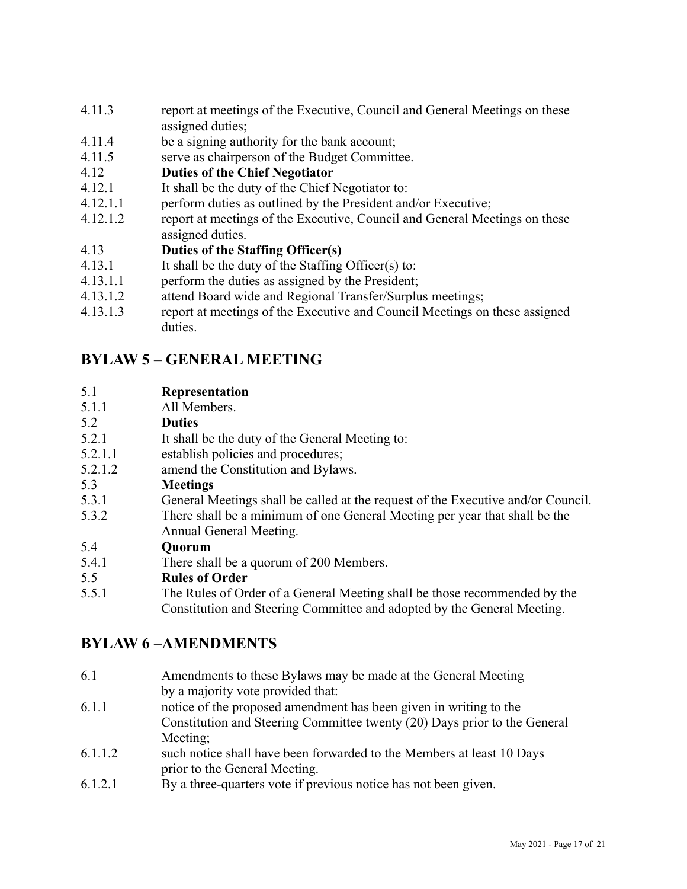4.11.3 report at meetings of the Executive, Council and General Meetings on these assigned duties;

4.11.4 be a signing authority for the bank account;

4.11.5 serve as chairperson of the Budget Committee.

4.12 **Duties of the Chief Negotiator**

4.12.1 It shall be the duty of the Chief Negotiator to:

4.12.1.1 perform duties as outlined by the President and/or Executive;

4.12.1.2 report at meetings of the Executive, Council and General Meetings on these assigned duties.

4.13 **Duties of the Staffing Officer(s)**

4.13.1 It shall be the duty of the Staffing Officer(s) to:

4.13.1.1 perform the duties as assigned by the President;

4.13.1.2 attend Board wide and Regional Transfer/Surplus meetings;

4.13.1.3 report at meetings of the Executive and Council Meetings on these assigned duties.

## BYLAW 5 – GENERAL MEETING

5.1 **Representation**

5.1.1 All Members.

5.2 **Duties**

5.2.1 It shall be the duty of the General Meeting to:

5.2.1.1 establish policies and procedures;

5.2.1.2 amend the Constitution and Bylaws.

5.3 **Meetings**

5.3.1 General Meetings shall be called at the request of the Executive and/or Council.

5.3.2 There shall be a minimum of one General Meeting per year that shall be the Annual General Meeting.

5.4 **Quorum**

5.4.1 There shall be a quorum of 200 Members.

5.5 **Rules of Order**

5.5.1 The Rules of Order of a General Meeting shall be those recommended by the Constitution and Steering Committee and adopted by the General Meeting.

## BYLAW 6 –AMENDMENTS

6.1 Amendments to these Bylaws may be made at the General Meeting by a majority vote provided that:

6.1.1 notice of the proposed amendment has been given in writing to the Constitution and Steering Committee twenty (20) Days prior to the General Meeting;

6.1.1.2 such notice shall have been forwarded to the Members at least 10 Days prior to the General Meeting.

6.1.2.1 By a three-quarters vote if previous notice has not been given.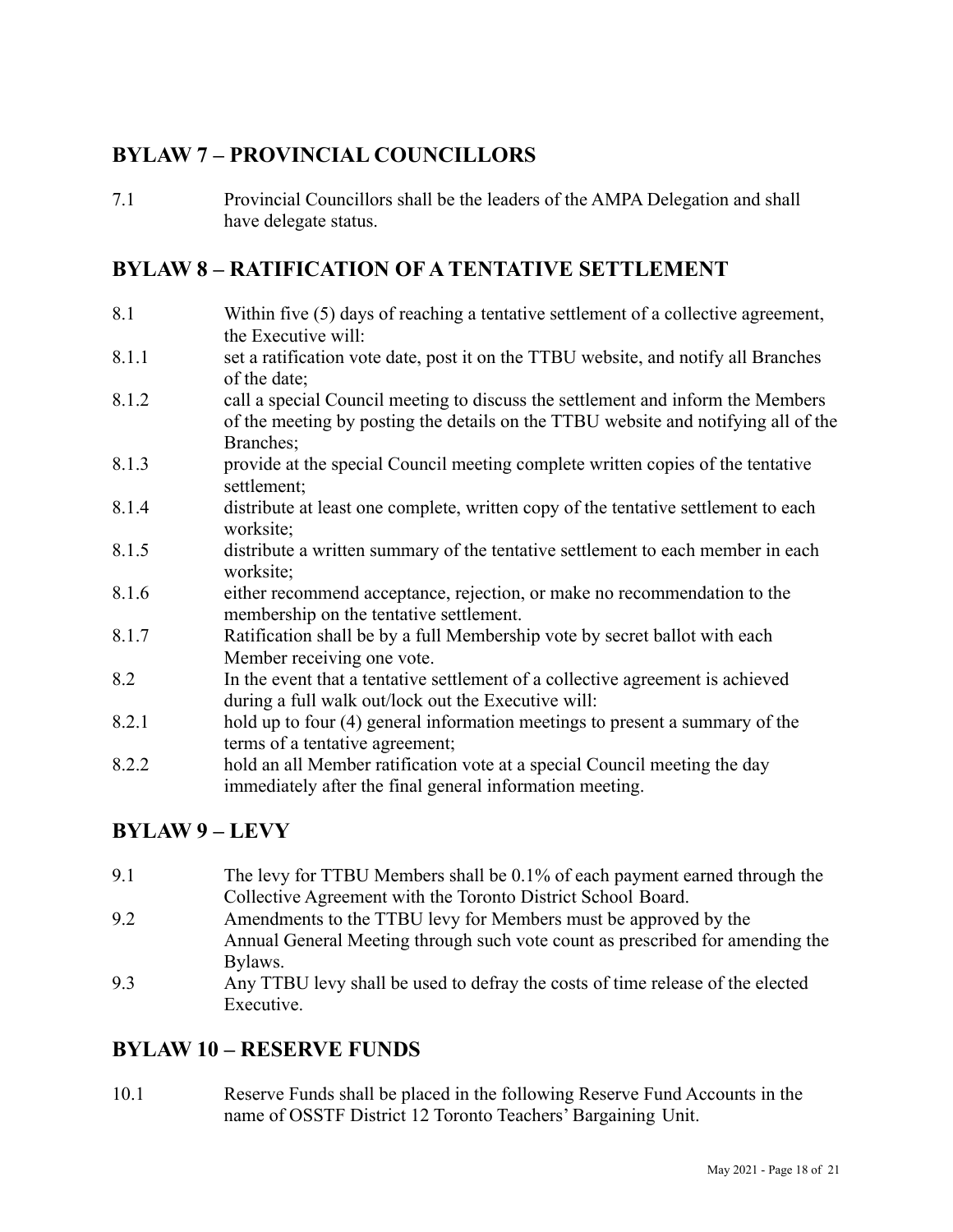## BYLAW 7 – PROVINCIAL COUNCILLORS

7.1 Provincial Councillors shall be the leaders of the AMPA Delegation and shall have delegate status.

## BYLAW 8 – RATIFICATION OF A TENTATIVE SETTLEMENT

8.1 Within five (5) days of reaching a tentative settlement of a collective agreement, the Executive will:

8.1.1 set a ratification vote date, post it on the TTBU website, and notify all Branches of the date;

8.1.2 call a special Council meeting to discuss the settlement and inform the Members of the meeting by posting the details on the TTBU website and notifying all of the Branches;

8.1.3 provide at the special Council meeting complete written copies of the tentative settlement;

8.1.4 distribute at least one complete, written copy of the tentative settlement to each worksite;

8.1.5 distribute a written summary of the tentative settlement to each member in each worksite;

8.1.6 either recommend acceptance, rejection, or make no recommendation to the membership on the tentative settlement.

8.1.7 Ratification shall be by a full Membership vote by secret ballot with each Member receiving one vote.

8.2 In the event that a tentative settlement of a collective agreement is achieved during a full walk out/lock out the Executive will:

8.2.1 hold up to four (4) general information meetings to present a summary of the terms of a tentative agreement;

8.2.2 hold an all Member ratification vote at a special Council meeting the day immediately after the final general information meeting.

## BYLAW 9 – LEVY

9.1 The levy for TTBU Members shall be 0.1% of each payment earned through the Collective Agreement with the Toronto District School Board.

9.2 Amendments to the TTBU levy for Members must be approved by the Annual General Meeting through such vote count as prescribed for amending the Bylaws.

9.3 Any TTBU levy shall be used to defray the costs of time release of the elected Executive.

## BYLAW 10 – RESERVE FUNDS

10.1 Reserve Funds shall be placed in the following Reserve Fund Accounts in the name of OSSTF District 12 Toronto Teachers' Bargaining Unit.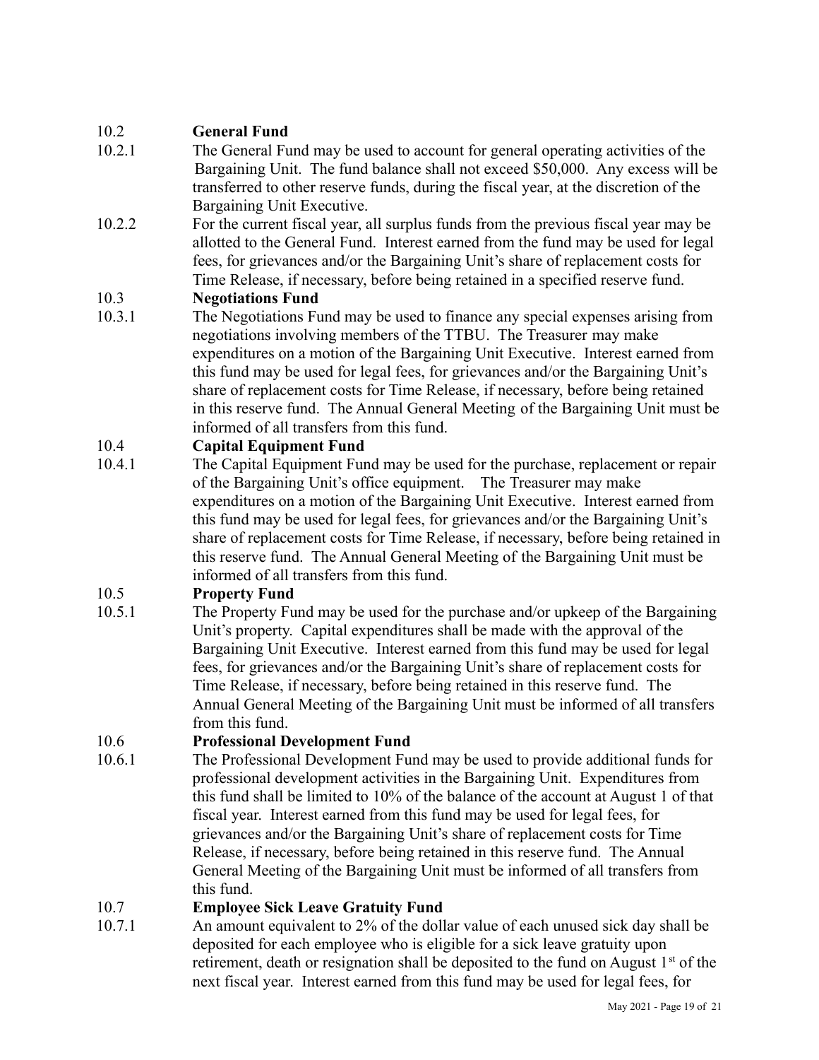10.2 **General Fund**

10.2.1 The General Fund may be used to account for general operating activities of the Bargaining Unit. The fund balance shall not exceed $50,000. Any excess will be transferred to other reserve funds, during the fiscal year, at the discretion of the Bargaining Unit Executive.

10.2.2 For the current fiscal year, all surplus funds from the previous fiscal year may be allotted to the General Fund. Interest earned from the fund may be used for legal fees, for grievances and/or the Bargaining Unit's share of replacement costs for Time Release, if necessary, before being retained in a specified reserve fund.

10.3 **Negotiations Fund**

10.3.1 The Negotiations Fund may be used to finance any special expenses arising from negotiations involving members of the TTBU. The Treasurer may make expenditures on a motion of the Bargaining Unit Executive. Interest earned from this fund may be used for legal fees, for grievances and/or the Bargaining Unit's share of replacement costs for Time Release, if necessary, before being retained in this reserve fund. The Annual General Meeting of the Bargaining Unit must be informed of all transfers from this fund.

10.4 **Capital Equipment Fund**

10.4.1 The Capital Equipment Fund may be used for the purchase, replacement or repair of the Bargaining Unit's office equipment. The Treasurer may make expenditures on a motion of the Bargaining Unit Executive. Interest earned from this fund may be used for legal fees, for grievances and/or the Bargaining Unit's share of replacement costs for Time Release, if necessary, before being retained in this reserve fund. The Annual General Meeting of the Bargaining Unit must be informed of all transfers from this fund.

10.5 **Property Fund**

10.5.1 The Property Fund may be used for the purchase and/or upkeep of the Bargaining Unit's property. Capital expenditures shall be made with the approval of the Bargaining Unit Executive. Interest earned from this fund may be used for legal fees, for grievances and/or the Bargaining Unit's share of replacement costs for Time Release, if necessary, before being retained in this reserve fund. The Annual General Meeting of the Bargaining Unit must be informed of all transfers from this fund.

10.6 **Professional Development Fund**

10.6.1 The Professional Development Fund may be used to provide additional funds for professional development activities in the Bargaining Unit. Expenditures from this fund shall be limited to 10% of the balance of the account at August 1 of that fiscal year. Interest earned from this fund may be used for legal fees, for grievances and/or the Bargaining Unit's share of replacement costs for Time Release, if necessary, before being retained in this reserve fund. The Annual General Meeting of the Bargaining Unit must be informed of all transfers from this fund.

10.7 **Employee Sick Leave Gratuity Fund**

10.7.1 An amount equivalent to 2% of the dollar value of each unused sick day shall be deposited for each employee who is eligible for a sick leave gratuity upon retirement, death or resignation shall be deposited to the fund on August 1st of the next fiscal year. Interest earned from this fund may be used for legal fees, for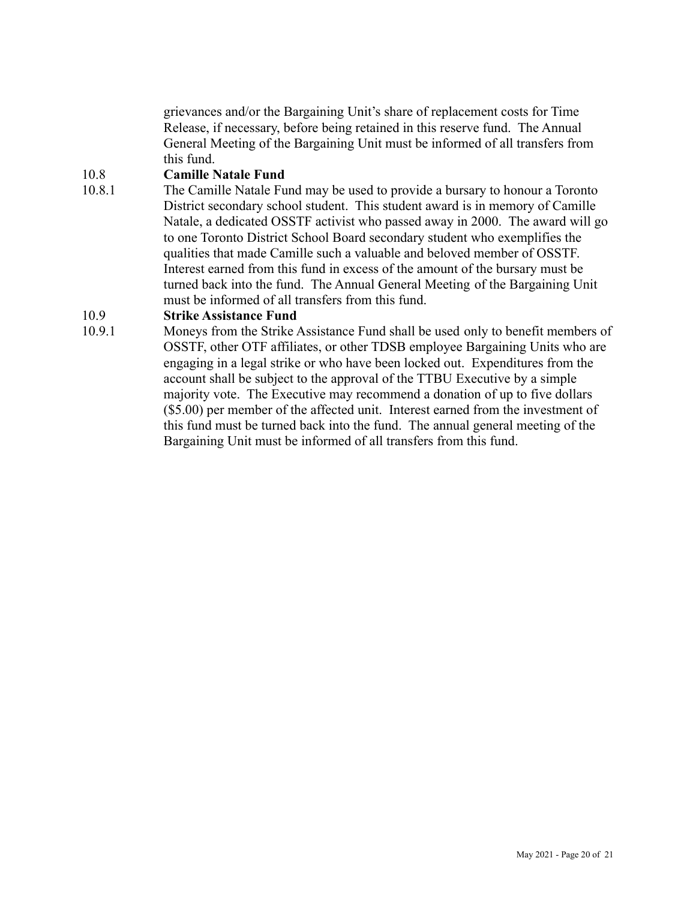grievances and/or the Bargaining Unit's share of replacement costs for Time Release, if necessary, before being retained in this reserve fund. The Annual General Meeting of the Bargaining Unit must be informed of all transfers from this fund.

10.8 **Camille Natale Fund**

10.8.1 The Camille Natale Fund may be used to provide a bursary to honour a Toronto District secondary school student. This student award is in memory of Camille Natale, a dedicated OSSTF activist who passed away in 2000. The award will go to one Toronto District School Board secondary student who exemplifies the qualities that made Camille such a valuable and beloved member of OSSTF. Interest earned from this fund in excess of the amount of the bursary must be turned back into the fund. The Annual General Meeting of the Bargaining Unit must be informed of all transfers from this fund.

10.9 **Strike Assistance Fund**

10.9.1 Moneys from the Strike Assistance Fund shall be used only to benefit members of OSSTF, other OTF affiliates, or other TDSB employee Bargaining Units who are engaging in a legal strike or who have been locked out. Expenditures from the account shall be subject to the approval of the TTBU Executive by a simple majority vote. The Executive may recommend a donation of up to five dollars ($5.00) per member of the affected unit. Interest earned from the investment of this fund must be turned back into the fund. The annual general meeting of the Bargaining Unit must be informed of all transfers from this fund.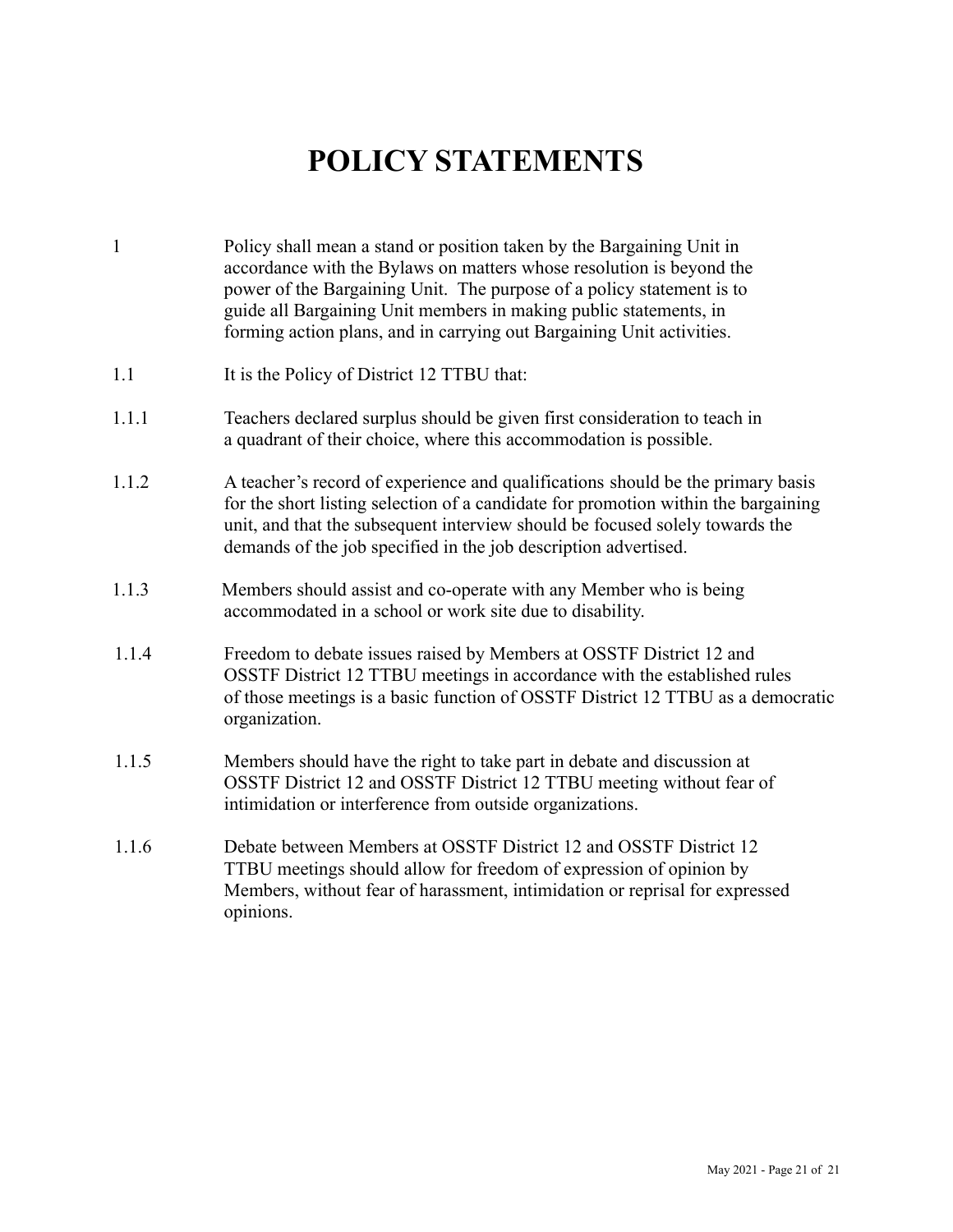# POLICY STATEMENTS

1 Policy shall mean a stand or position taken by the Bargaining Unit in accordance with the Bylaws on matters whose resolution is beyond the power of the Bargaining Unit. The purpose of a policy statement is to guide all Bargaining Unit members in making public statements, in forming action plans, and in carrying out Bargaining Unit activities.

1.1 It is the Policy of District 12 TTBU that:

1.1.1 Teachers declared surplus should be given first consideration to teach in a quadrant of their choice, where this accommodation is possible.

1.1.2 A teacher's record of experience and qualifications should be the primary basis for the short listing selection of a candidate for promotion within the bargaining unit, and that the subsequent interview should be focused solely towards the demands of the job specified in the job description advertised.

1.1.3 Members should assist and co-operate with any Member who is being accommodated in a school or work site due to disability.

1.1.4 Freedom to debate issues raised by Members at OSSTF District 12 and OSSTF District 12 TTBU meetings in accordance with the established rules of those meetings is a basic function of OSSTF District 12 TTBU as a democratic organization.

1.1.5 Members should have the right to take part in debate and discussion at OSSTF District 12 and OSSTF District 12 TTBU meeting without fear of intimidation or interference from outside organizations.

1.1.6 Debate between Members at OSSTF District 12 and OSSTF District 12 TTBU meetings should allow for freedom of expression of opinion by Members, without fear of harassment, intimidation or reprisal for expressed opinions.